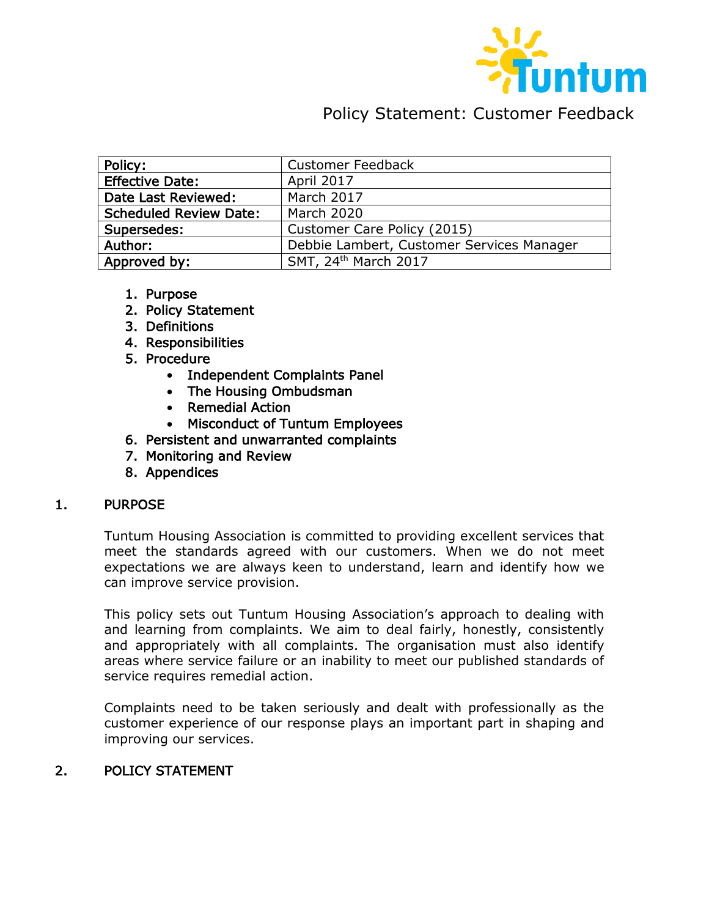# Policy Statement: Customer Feedback

| Policy: | Customer Feedback |
|---|---|
| Effective Date: | April 2017 |
| Date Last Reviewed: | March 2017 |
| Scheduled Review Date: | March 2020 |
| Supersedes: | Customer Care Policy (2015) |
| Author: | Debbie Lambert, Customer Services Manager |
| Approved by: | SMT, 24th March 2017 |

1. Purpose
2. Policy Statement
3. Definitions
4. Responsibilities
5. Procedure
    - Independent Complaints Panel
    - The Housing Ombudsman
    - Remedial Action
    - Misconduct of Tuntum Employees
6. Persistent and unwarranted complaints
7. Monitoring and Review
8. Appendices

## 1. PURPOSE

Tuntum Housing Association is committed to providing excellent services that meet the standards agreed with our customers. When we do not meet expectations we are always keen to understand, learn and identify how we can improve service provision.

This policy sets out Tuntum Housing Association's approach to dealing with and learning from complaints. We aim to deal fairly, honestly, consistently and appropriately with all complaints. The organisation must also identify areas where service failure or an inability to meet our published standards of service requires remedial action.

Complaints need to be taken seriously and dealt with professionally as the customer experience of our response plays an important part in shaping and improving our services.

## 2. POLICY STATEMENT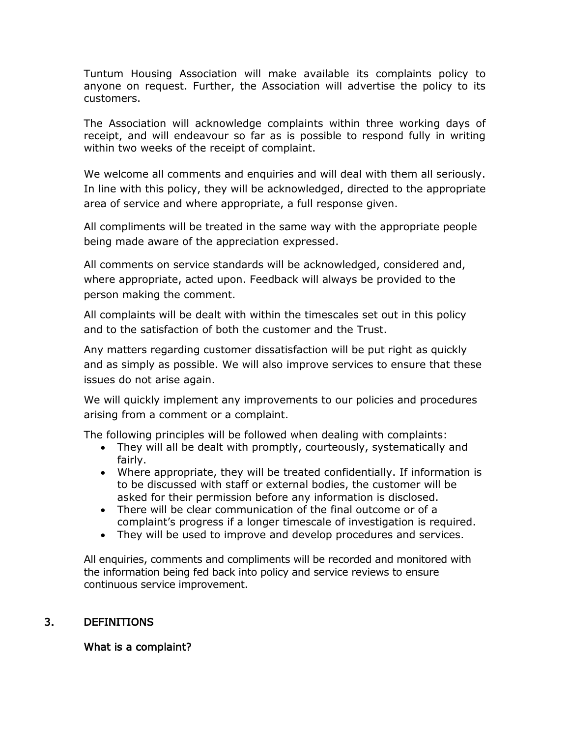Tuntum Housing Association will make available its complaints policy to anyone on request. Further, the Association will advertise the policy to its customers.

The Association will acknowledge complaints within three working days of receipt, and will endeavour so far as is possible to respond fully in writing within two weeks of the receipt of complaint.

We welcome all comments and enquiries and will deal with them all seriously. In line with this policy, they will be acknowledged, directed to the appropriate area of service and where appropriate, a full response given.

All compliments will be treated in the same way with the appropriate people being made aware of the appreciation expressed.

All comments on service standards will be acknowledged, considered and, where appropriate, acted upon. Feedback will always be provided to the person making the comment.

All complaints will be dealt with within the timescales set out in this policy and to the satisfaction of both the customer and the Trust.

Any matters regarding customer dissatisfaction will be put right as quickly and as simply as possible. We will also improve services to ensure that these issues do not arise again.

We will quickly implement any improvements to our policies and procedures arising from a comment or a complaint.

The following principles will be followed when dealing with complaints:

- They will all be dealt with promptly, courteously, systematically and fairly.
- Where appropriate, they will be treated confidentially. If information is to be discussed with staff or external bodies, the customer will be asked for their permission before any information is disclosed.
- There will be clear communication of the final outcome or of a complaint's progress if a longer timescale of investigation is required.
- They will be used to improve and develop procedures and services.

All enquiries, comments and compliments will be recorded and monitored with the information being fed back into policy and service reviews to ensure continuous service improvement.

## 3. DEFINITIONS

### What is a complaint?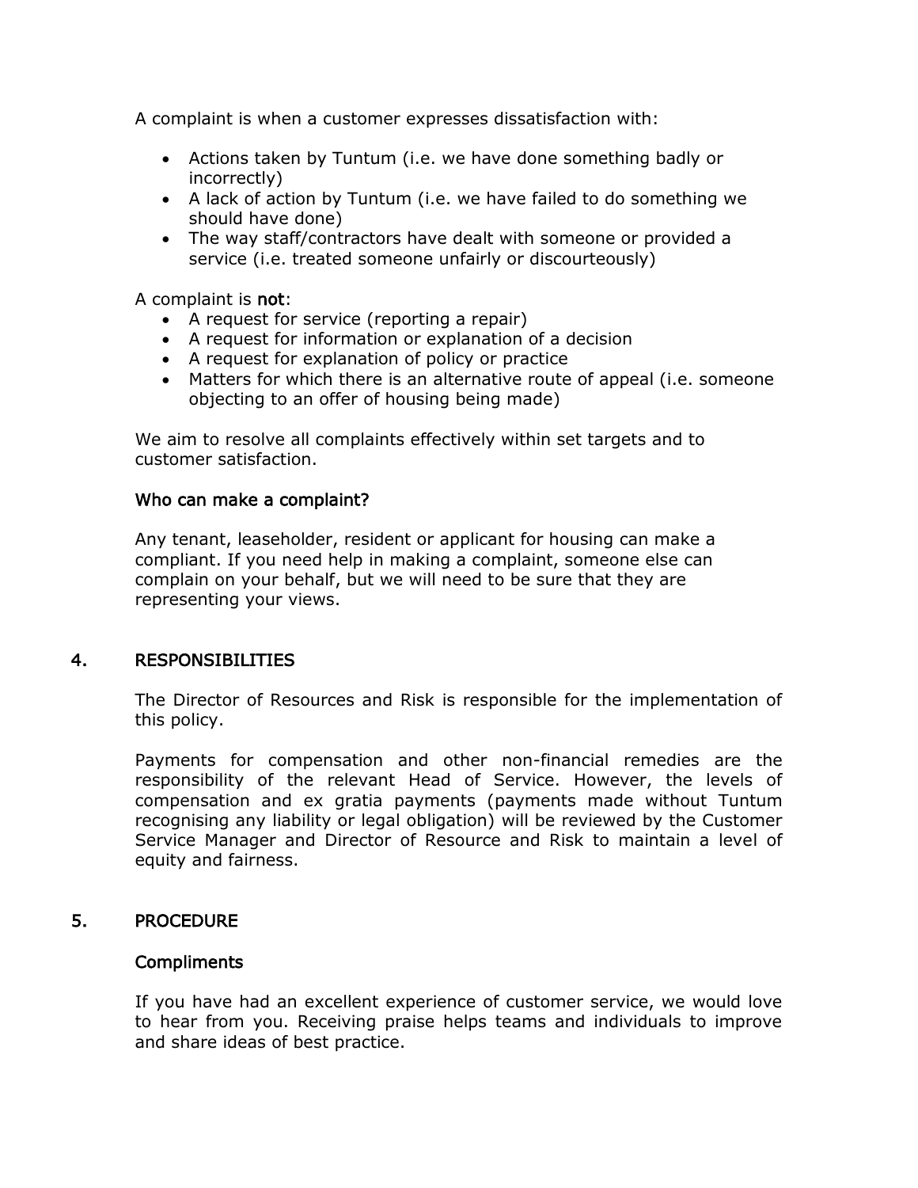A complaint is when a customer expresses dissatisfaction with:

- Actions taken by Tuntum (i.e. we have done something badly or incorrectly)
- A lack of action by Tuntum (i.e. we have failed to do something we should have done)
- The way staff/contractors have dealt with someone or provided a service (i.e. treated someone unfairly or discourteously)

A complaint is **not**:

- A request for service (reporting a repair)
- A request for information or explanation of a decision
- A request for explanation of policy or practice
- Matters for which there is an alternative route of appeal (i.e. someone objecting to an offer of housing being made)

We aim to resolve all complaints effectively within set targets and to customer satisfaction.

### Who can make a complaint?

Any tenant, leaseholder, resident or applicant for housing can make a compliant. If you need help in making a complaint, someone else can complain on your behalf, but we will need to be sure that they are representing your views.

## 4. RESPONSIBILITIES

The Director of Resources and Risk is responsible for the implementation of this policy.

Payments for compensation and other non-financial remedies are the responsibility of the relevant Head of Service. However, the levels of compensation and ex gratia payments (payments made without Tuntum recognising any liability or legal obligation) will be reviewed by the Customer Service Manager and Director of Resource and Risk to maintain a level of equity and fairness.

## 5. PROCEDURE

### Compliments

If you have had an excellent experience of customer service, we would love to hear from you. Receiving praise helps teams and individuals to improve and share ideas of best practice.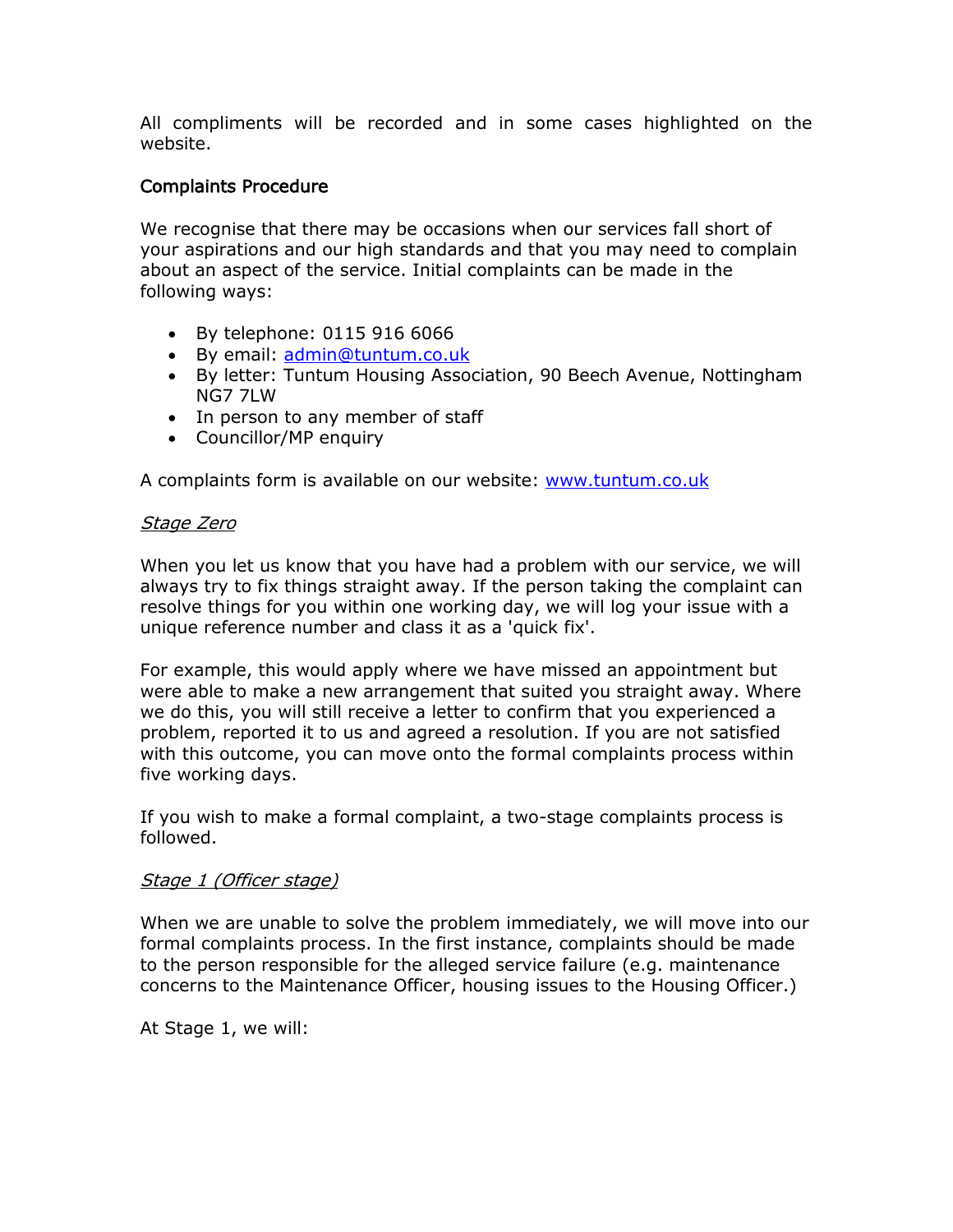All compliments will be recorded and in some cases highlighted on the website.

## Complaints Procedure

We recognise that there may be occasions when our services fall short of your aspirations and our high standards and that you may need to complain about an aspect of the service. Initial complaints can be made in the following ways:

- By telephone: 0115 916 6066
- By email: [admin@tuntum.co.uk](mailto:admin@tuntum.co.uk)
- By letter: Tuntum Housing Association, 90 Beech Avenue, Nottingham NG7 7LW
- In person to any member of staff
- Councillor/MP enquiry

A complaints form is available on our website: [www.tuntum.co.uk](http://www.tuntum.co.uk)

### *Stage Zero*

When you let us know that you have had a problem with our service, we will always try to fix things straight away. If the person taking the complaint can resolve things for you within one working day, we will log your issue with a unique reference number and class it as a 'quick fix'.

For example, this would apply where we have missed an appointment but were able to make a new arrangement that suited you straight away. Where we do this, you will still receive a letter to confirm that you experienced a problem, reported it to us and agreed a resolution. If you are not satisfied with this outcome, you can move onto the formal complaints process within five working days.

If you wish to make a formal complaint, a two-stage complaints process is followed.

### *Stage 1 (Officer stage)*

When we are unable to solve the problem immediately, we will move into our formal complaints process. In the first instance, complaints should be made to the person responsible for the alleged service failure (e.g. maintenance concerns to the Maintenance Officer, housing issues to the Housing Officer.)

At Stage 1, we will: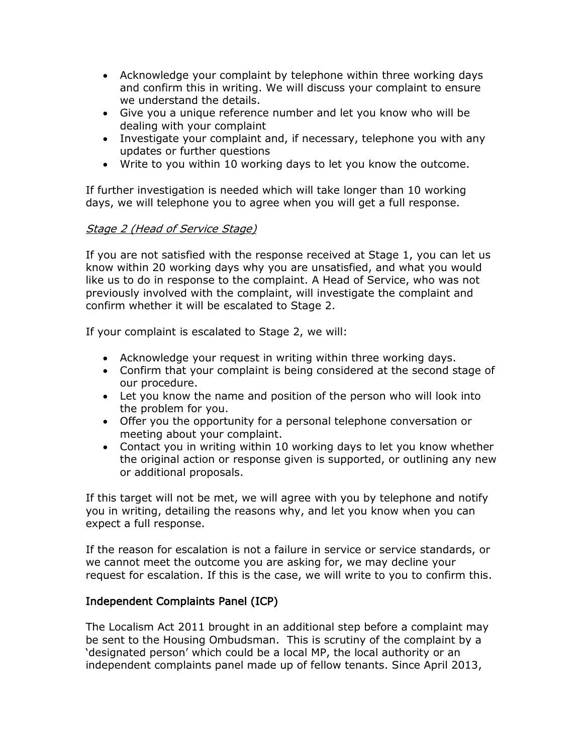- Acknowledge your complaint by telephone within three working days and confirm this in writing. We will discuss your complaint to ensure we understand the details.
- Give you a unique reference number and let you know who will be dealing with your complaint
- Investigate your complaint and, if necessary, telephone you with any updates or further questions
- Write to you within 10 working days to let you know the outcome.

If further investigation is needed which will take longer than 10 working days, we will telephone you to agree when you will get a full response.

*Stage 2 (Head of Service Stage)*

If you are not satisfied with the response received at Stage 1, you can let us know within 20 working days why you are unsatisfied, and what you would like us to do in response to the complaint. A Head of Service, who was not previously involved with the complaint, will investigate the complaint and confirm whether it will be escalated to Stage 2.

If your complaint is escalated to Stage 2, we will:

- Acknowledge your request in writing within three working days.
- Confirm that your complaint is being considered at the second stage of our procedure.
- Let you know the name and position of the person who will look into the problem for you.
- Offer you the opportunity for a personal telephone conversation or meeting about your complaint.
- Contact you in writing within 10 working days to let you know whether the original action or response given is supported, or outlining any new or additional proposals.

If this target will not be met, we will agree with you by telephone and notify you in writing, detailing the reasons why, and let you know when you can expect a full response.

If the reason for escalation is not a failure in service or service standards, or we cannot meet the outcome you are asking for, we may decline your request for escalation. If this is the case, we will write to you to confirm this.

## Independent Complaints Panel (ICP)

The Localism Act 2011 brought in an additional step before a complaint may be sent to the Housing Ombudsman. This is scrutiny of the complaint by a 'designated person' which could be a local MP, the local authority or an independent complaints panel made up of fellow tenants. Since April 2013,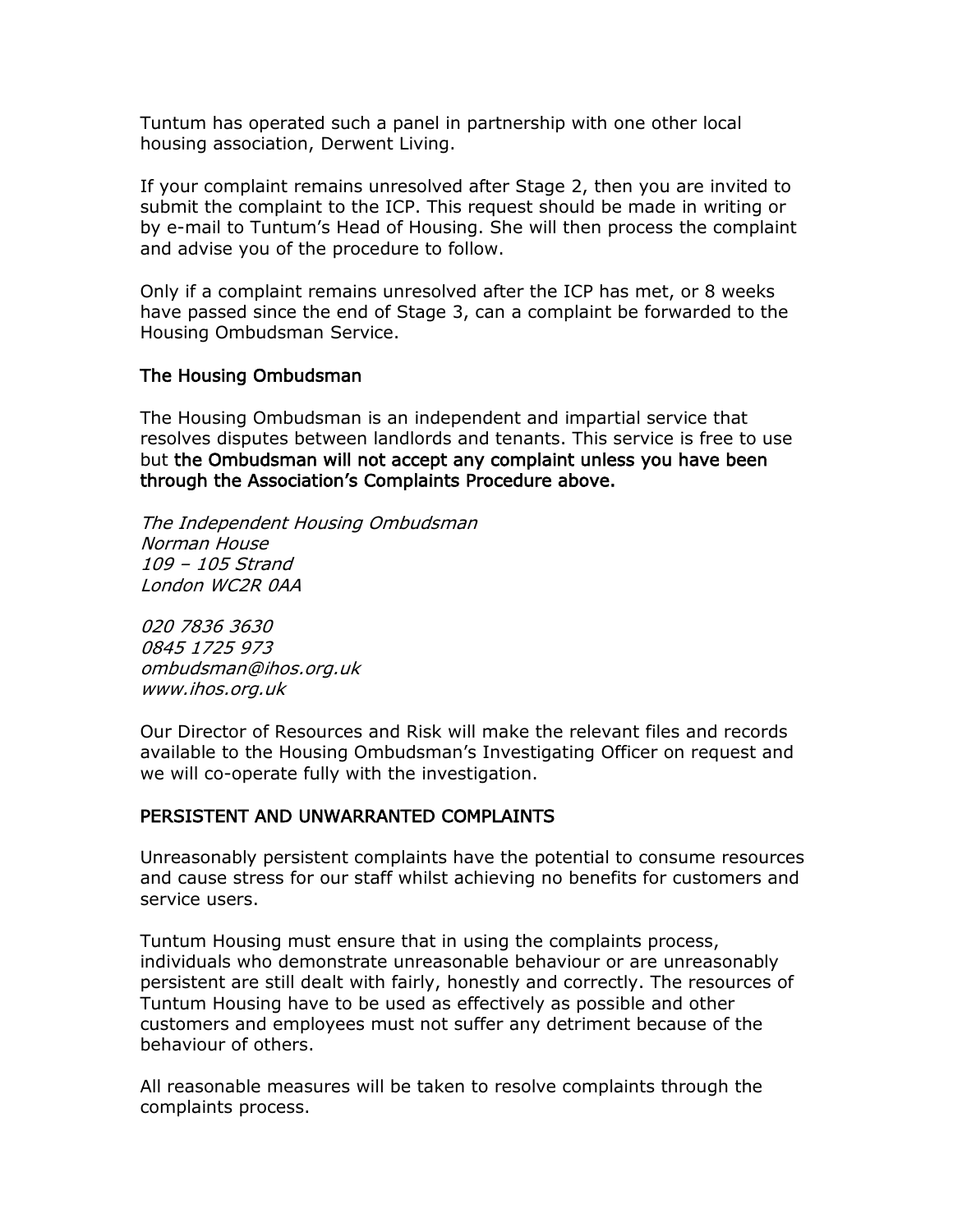Tuntum has operated such a panel in partnership with one other local housing association, Derwent Living.

If your complaint remains unresolved after Stage 2, then you are invited to submit the complaint to the ICP. This request should be made in writing or by e-mail to Tuntum's Head of Housing. She will then process the complaint and advise you of the procedure to follow.

Only if a complaint remains unresolved after the ICP has met, or 8 weeks have passed since the end of Stage 3, can a complaint be forwarded to the Housing Ombudsman Service.

## The Housing Ombudsman

The Housing Ombudsman is an independent and impartial service that resolves disputes between landlords and tenants. This service is free to use but **the Ombudsman will not accept any complaint unless you have been through the Association's Complaints Procedure above.**

*The Independent Housing Ombudsman*
*Norman House*
*109 – 105 Strand*
*London WC2R 0AA*

*020 7836 3630*
*0845 1725 973*
*ombudsman@ihos.org.uk*
*www.ihos.org.uk*

Our Director of Resources and Risk will make the relevant files and records available to the Housing Ombudsman's Investigating Officer on request and we will co-operate fully with the investigation.

## PERSISTENT AND UNWARRANTED COMPLAINTS

Unreasonably persistent complaints have the potential to consume resources and cause stress for our staff whilst achieving no benefits for customers and service users.

Tuntum Housing must ensure that in using the complaints process, individuals who demonstrate unreasonable behaviour or are unreasonably persistent are still dealt with fairly, honestly and correctly. The resources of Tuntum Housing have to be used as effectively as possible and other customers and employees must not suffer any detriment because of the behaviour of others.

All reasonable measures will be taken to resolve complaints through the complaints process.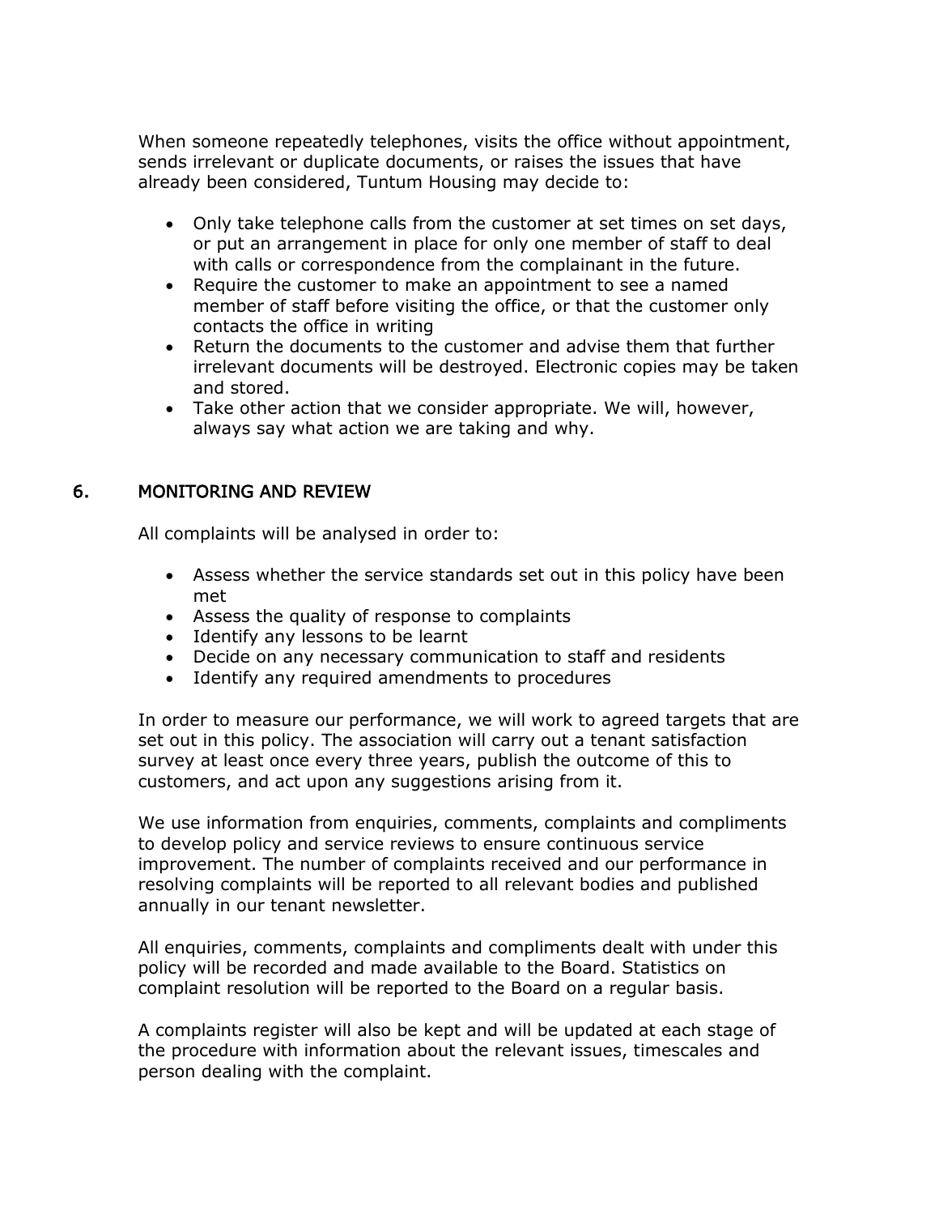When someone repeatedly telephones, visits the office without appointment, sends irrelevant or duplicate documents, or raises the issues that have already been considered, Tuntum Housing may decide to:

- Only take telephone calls from the customer at set times on set days, or put an arrangement in place for only one member of staff to deal with calls or correspondence from the complainant in the future.
- Require the customer to make an appointment to see a named member of staff before visiting the office, or that the customer only contacts the office in writing
- Return the documents to the customer and advise them that further irrelevant documents will be destroyed. Electronic copies may be taken and stored.
- Take other action that we consider appropriate. We will, however, always say what action we are taking and why.

## 6. MONITORING AND REVIEW

All complaints will be analysed in order to:

- Assess whether the service standards set out in this policy have been met
- Assess the quality of response to complaints
- Identify any lessons to be learnt
- Decide on any necessary communication to staff and residents
- Identify any required amendments to procedures

In order to measure our performance, we will work to agreed targets that are set out in this policy. The association will carry out a tenant satisfaction survey at least once every three years, publish the outcome of this to customers, and act upon any suggestions arising from it.

We use information from enquiries, comments, complaints and compliments to develop policy and service reviews to ensure continuous service improvement. The number of complaints received and our performance in resolving complaints will be reported to all relevant bodies and published annually in our tenant newsletter.

All enquiries, comments, complaints and compliments dealt with under this policy will be recorded and made available to the Board. Statistics on complaint resolution will be reported to the Board on a regular basis.

A complaints register will also be kept and will be updated at each stage of the procedure with information about the relevant issues, timescales and person dealing with the complaint.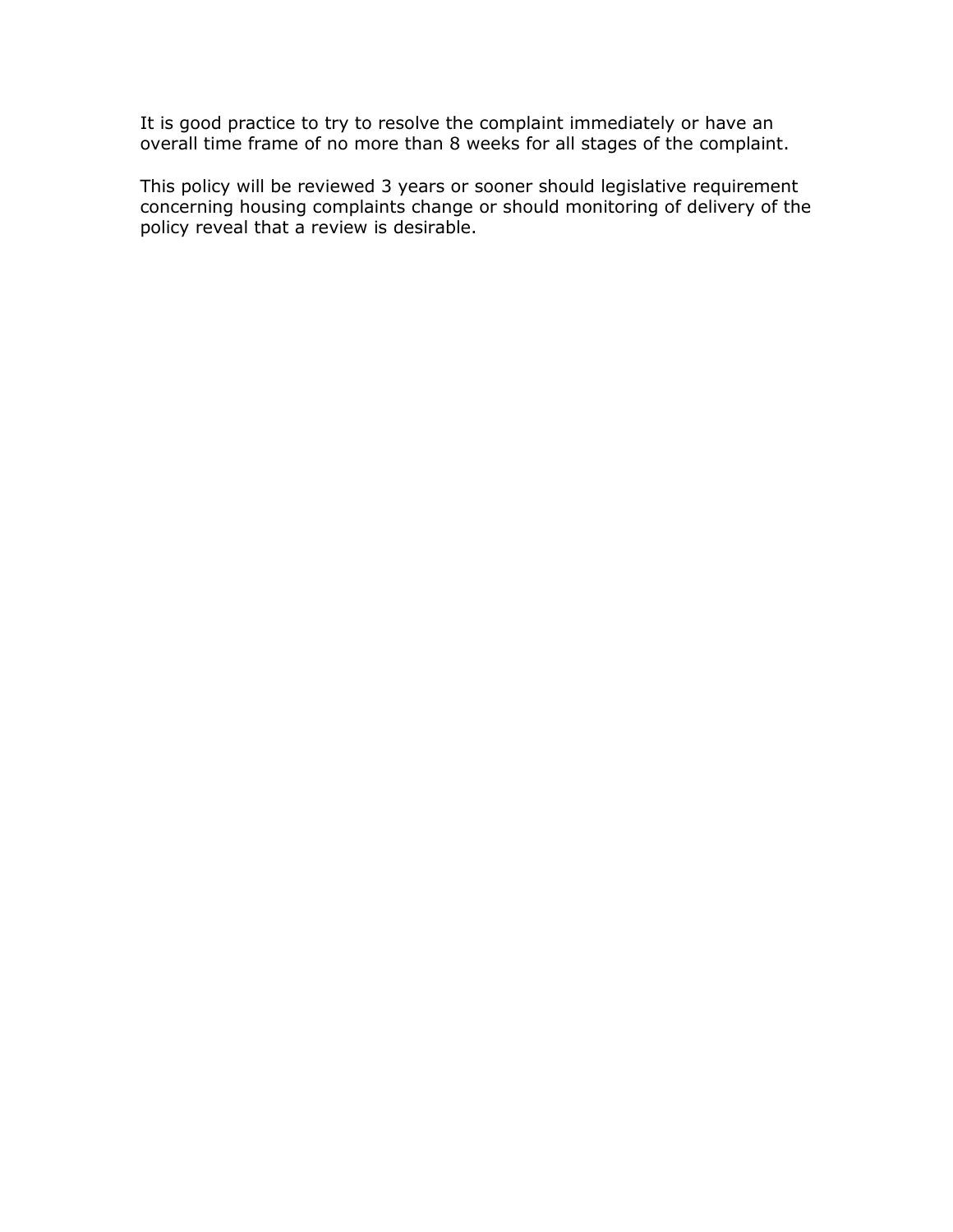It is good practice to try to resolve the complaint immediately or have an overall time frame of no more than 8 weeks for all stages of the complaint.

This policy will be reviewed 3 years or sooner should legislative requirement concerning housing complaints change or should monitoring of delivery of the policy reveal that a review is desirable.